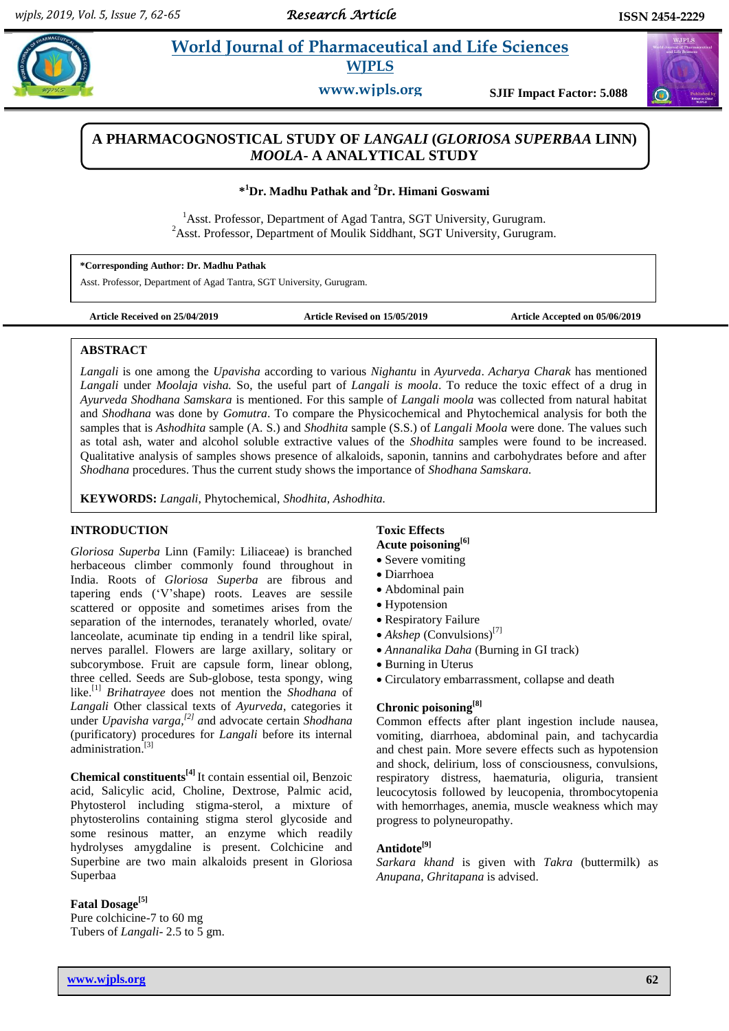# A PHARMACOGNOSTICAL STUDY OF *LANGALI* (*GLORIOSA SUPERBAA* LINN) *MOOLA*- A ANALYTICAL STUDY

**\*[1]Dr. Madhu Pathak and [2]Dr. Himani Goswami**

[1]Asst. Professor, Department of Agad Tantra, SGT University, Gurugram.
[2]Asst. Professor, Department of Moulik Siddhant, SGT University, Gurugram.

**\*Corresponding Author: Dr. Madhu Pathak**
Asst. Professor, Department of Agad Tantra, SGT University, Gurugram.

**Article Received on 25/04/2019** **Article Revised on 15/05/2019** **Article Accepted on 05/06/2019**

## ABSTRACT

*Langali* is one among the *Upavisha* according to various *Nighantu* in *Ayurveda*. *Acharya Charak* has mentioned *Langali* under *Moolaja visha.* So, the useful part of *Langali* is *moola*. To reduce the toxic effect of a drug in *Ayurveda Shodhana Samskara* is mentioned. For this sample of *Langali moola* was collected from natural habitat and *Shodhana* was done by *Gomutra*. To compare the Physicochemical and Phytochemical analysis for both the samples that is *Ashodhita* sample (A. S.) and *Shodhita* sample (S.S.) of *Langali Moola* were done. The values such as total ash, water and alcohol soluble extractive values of the *Shodhita* samples were found to be increased. Qualitative analysis of samples shows presence of alkaloids, saponin, tannins and carbohydrates before and after *Shodhana* procedures. Thus the current study shows the importance of *Shodhana Samskara.*

**KEYWORDS:** *Langali*, Phytochemical, *Shodhita, Ashodhita.*

## INTRODUCTION

*Gloriosa Superba* Linn (Family: Liliaceae) is branched herbaceous climber commonly found throughout in India. Roots of *Gloriosa Superba* are fibrous and tapering ends ('V'shape) roots. Leaves are sessile scattered or opposite and sometimes arises from the separation of the internodes, teranately whorled, ovate/ lanceolate, acuminate tip ending in a tendril like spiral, nerves parallel. Flowers are large axillary, solitary or subcorymbose. Fruit are capsule form, linear oblong, three celled. Seeds are Sub-globose, testa spongy, wing like.[1] *Brihatrayee* does not mention the *Shodhana* of *Langali* Other classical texts of *Ayurveda*, categories it under *Upavisha varga,*[2] and advocate certain *Shodhana* (purificatory) procedures for *Langali* before its internal administration.[3]

**Chemical constituents[4]** It contain essential oil, Benzoic acid, Salicylic acid, Choline, Dextrose, Palmic acid, Phytosterol including stigma-sterol, a mixture of phytosterolins containing stigma sterol glycoside and some resinous matter, an enzyme which readily hydrolyses amygdaline is present. Colchicine and Superbine are two main alkaloids present in Gloriosa Superbaa

**Fatal Dosage[5]**
Pure colchicine-7 to 60 mg
Tubers of *Langali*- 2.5 to 5 gm.

**Toxic Effects**
**Acute poisoning[6]**

- Severe vomiting
- Diarrhoea
- Abdominal pain
- Hypotension
- Respiratory Failure
- *Akshep* (Convulsions)[7]
- *Annanalika Daha* (Burning in GI track)
- Burning in Uterus
- Circulatory embarrassment, collapse and death

**Chronic poisoning[8]**
Common effects after plant ingestion include nausea, vomiting, diarrhoea, abdominal pain, and tachycardia and chest pain. More severe effects such as hypotension and shock, delirium, loss of consciousness, convulsions, respiratory distress, haematuria, oliguria, transient leucocytosis followed by leucopenia, thrombocytopenia with hemorrhages, anemia, muscle weakness which may progress to polyneuropathy.

**Antidote[9]**
*Sarkara khand* is given with *Takra* (buttermilk) as *Anupana*, *Ghritapana* is advised.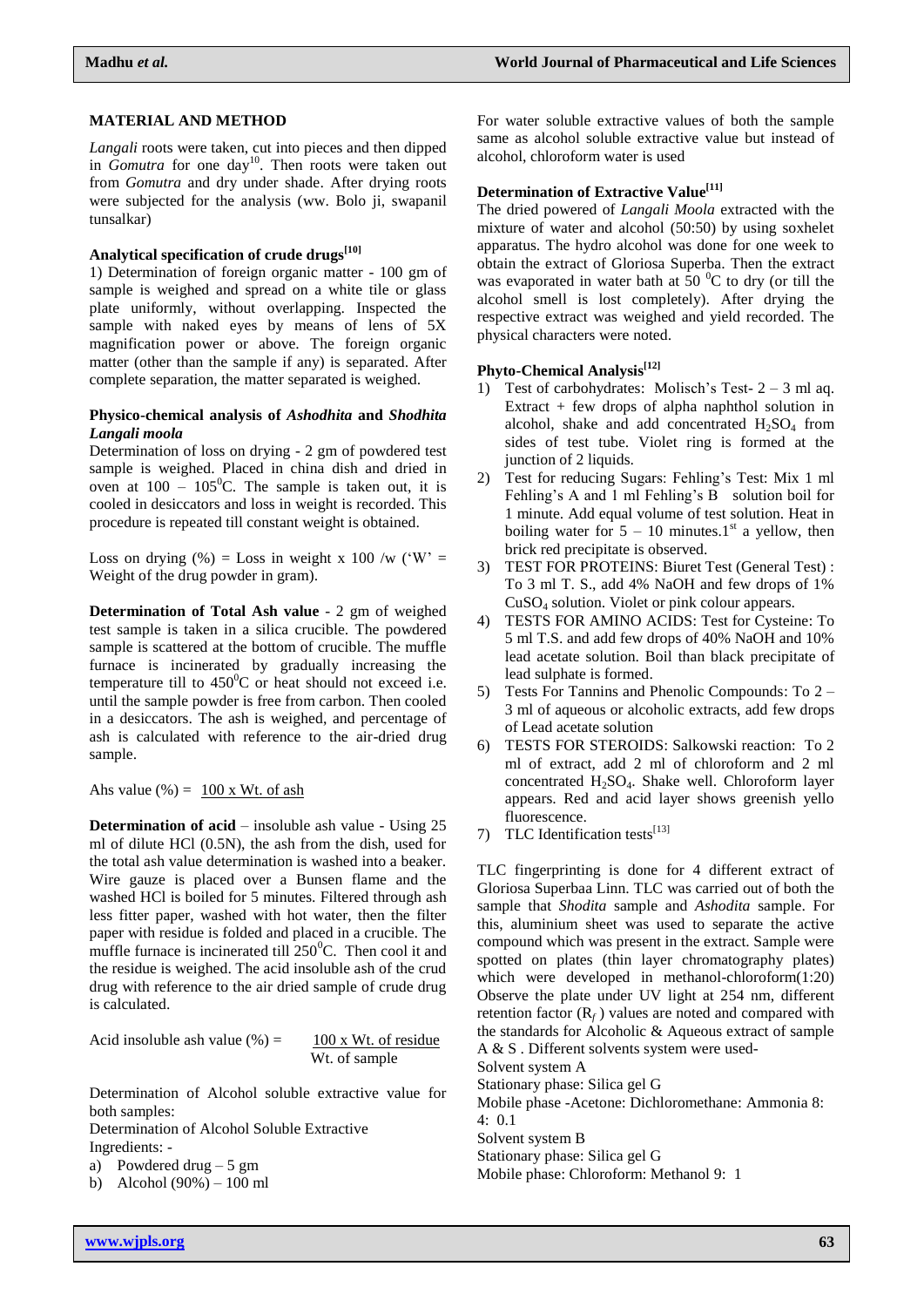## MATERIAL AND METHOD

*Langali* roots were taken, cut into pieces and then dipped in *Gomutra* for one day[10]. Then roots were taken out from *Gomutra* and dry under shade. After drying roots were subjected for the analysis (ww. Bolo ji, swapanil tunsalkar)

### Analytical specification of crude drugs[10]

1) Determination of foreign organic matter - 100 gm of sample is weighed and spread on a white tile or glass plate uniformly, without overlapping. Inspected the sample with naked eyes by means of lens of 5X magnification power or above. The foreign organic matter (other than the sample if any) is separated. After complete separation, the matter separated is weighed.

### Physico-chemical analysis of *Ashodhita* and *Shodhita Langali moola*

Determination of loss on drying - 2 gm of powdered test sample is weighed. Placed in china dish and dried in oven at 100 – 105$^0$C. The sample is taken out, it is cooled in desiccators and loss in weight is recorded. This procedure is repeated till constant weight is obtained.

Loss on drying (%) = Loss in weight x 100 /w ('W' = Weight of the drug powder in gram).

**Determination of Total Ash value** - 2 gm of weighed test sample is taken in a silica crucible. The powdered sample is scattered at the bottom of crucible. The muffle furnace is incinerated by gradually increasing the temperature till to 450$^0$C or heat should not exceed i.e. until the sample powder is free from carbon. Then cooled in a desiccators. The ash is weighed, and percentage of ash is calculated with reference to the air-dried drug sample.

Ahs value (%) = 100 x Wt. of ash

**Determination of acid** – insoluble ash value - Using 25 ml of dilute HCl (0.5N), the ash from the dish, used for the total ash value determination is washed into a beaker. Wire gauze is placed over a Bunsen flame and the washed HCl is boiled for 5 minutes. Filtered through ash less fitter paper, washed with hot water, then the filter paper with residue is folded and placed in a crucible. The muffle furnace is incinerated till 250$^0$C. Then cool it and the residue is weighed. The acid insoluble ash of the crud drug with reference to the air dried sample of crude drug is calculated.

$$\text{Acid insoluble ash value (\%)} = \frac{100 \text{ x Wt. of residue}}{\text{Wt. of sample}}$$

Determination of Alcohol soluble extractive value for both samples:

Determination of Alcohol Soluble Extractive

Ingredients: -

a) Powdered drug – 5 gm
b) Alcohol (90%) – 100 ml

For water soluble extractive values of both the sample same as alcohol soluble extractive value but instead of alcohol, chloroform water is used

### Determination of Extractive Value[11]

The dried powered of *Langali Moola* extracted with the mixture of water and alcohol (50:50) by using soxhelet apparatus. The hydro alcohol was done for one week to obtain the extract of Gloriosa Superba. Then the extract was evaporated in water bath at 50 $^0$C to dry (or till the alcohol smell is lost completely). After drying the respective extract was weighed and yield recorded. The physical characters were noted.

### Phyto-Chemical Analysis[12]

1) Test of carbohydrates: Molisch's Test- 2 – 3 ml aq. Extract + few drops of alpha naphthol solution in alcohol, shake and add concentrated $H_2SO_4$ from sides of test tube. Violet ring is formed at the junction of 2 liquids.
2) Test for reducing Sugars: Fehling's Test: Mix 1 ml Fehling's A and 1 ml Fehling's B solution boil for 1 minute. Add equal volume of test solution. Heat in boiling water for 5 – 10 minutes.1$^{st}$ a yellow, then brick red precipitate is observed.
3) TEST FOR PROTEINS: Biuret Test (General Test) : To 3 ml T. S., add 4% NaOH and few drops of 1% $CuSO_4$ solution. Violet or pink colour appears.
4) TESTS FOR AMINO ACIDS: Test for Cysteine: To 5 ml T.S. and add few drops of 40% NaOH and 10% lead acetate solution. Boil than black precipitate of lead sulphate is formed.
5) Tests For Tannins and Phenolic Compounds: To 2 – 3 ml of aqueous or alcoholic extracts, add few drops of Lead acetate solution
6) TESTS FOR STEROIDS: Salkowski reaction: To 2 ml of extract, add 2 ml of chloroform and 2 ml concentrated $H_2SO_4$. Shake well. Chloroform layer appears. Red and acid layer shows greenish yello fluorescence.
7) TLC Identification tests[13]

TLC fingerprinting is done for 4 different extract of Gloriosa Superbaa Linn. TLC was carried out of both the sample that *Shodita* sample and *Ashodita* sample. For this, aluminium sheet was used to separate the active compound which was present in the extract. Sample were spotted on plates (thin layer chromatography plates) which were developed in methanol-chloroform(1:20) Observe the plate under UV light at 254 nm, different retention factor ($R_f$) values are noted and compared with the standards for Alcoholic & Aqueous extract of sample A & S . Different solvents system were used-

Solvent system A
Stationary phase: Silica gel G
Mobile phase -Acetone: Dichloromethane: Ammonia 8: 4: 0.1

Solvent system B
Stationary phase: Silica gel G
Mobile phase: Chloroform: Methanol 9: 1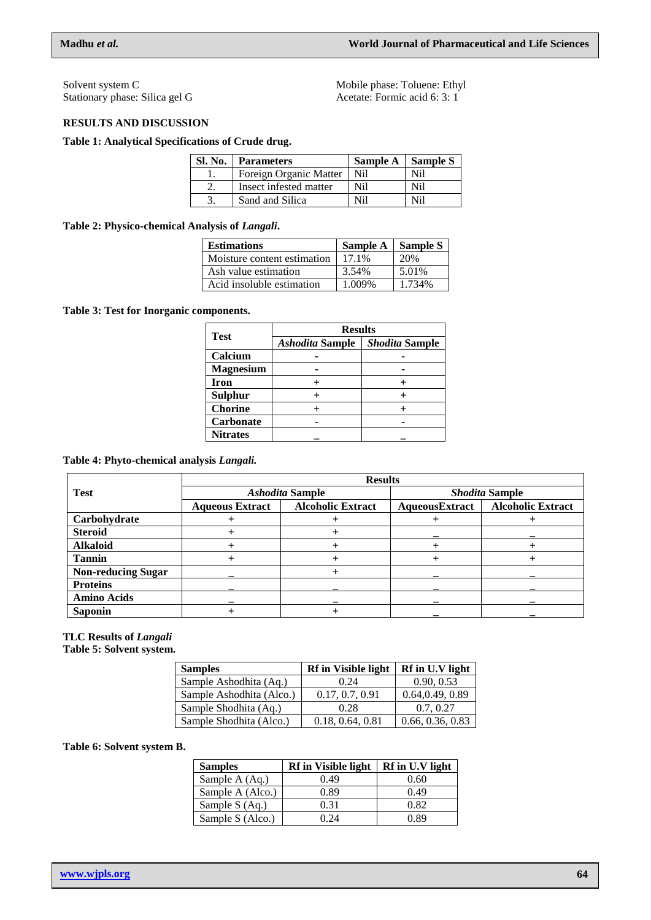Solvent system C
Stationary phase: Silica gel G

Mobile phase: Toluene: Ethyl Acetate: Formic acid 6: 3: 1

## RESULTS AND DISCUSSION

**Table 1: Analytical Specifications of Crude drug.**

| Sl. No. | Parameters | Sample A | Sample S |
|---|---|---|---|
| 1. | Foreign Organic Matter | Nil | Nil |
| 2. | Insect infested matter | Nil | Nil |
| 3. | Sand and Silica | Nil | Nil |

**Table 2: Physico-chemical Analysis of *Langali*.**

| Estimations | Sample A | Sample S |
|---|---|---|
| Moisture content estimation | 17.1% | 20% |
| Ash value estimation | 3.54% | 5.01% |
| Acid insoluble estimation | 1.009% | 1.734% |

**Table 3: Test for Inorganic components.**

| Test | Results | |
|---|---|---|
| | *Ashodita* Sample | *Shodita* Sample |
| **Calcium** | - | - |
| **Magnesium** | - | - |
| **Iron** | + | + |
| **Sulphur** | + | + |
| **Chorine** | + | + |
| **Carbonate** | - | - |
| **Nitrates** | _ | _ |

**Table 4: Phyto-chemical analysis *Langali.***

| Test | Results | | | |
|---|---|---|---|---|
| | *Ashodita* Sample | | *Shodita* Sample | |
| | Aqueous Extract | Alcoholic Extract | AqueousExtract | Alcoholic Extract |
| **Carbohydrate** | + | + | + | + |
| **Steroid** | + | + | _ | _ |
| **Alkaloid** | + | + | + | + |
| **Tannin** | + | + | + | + |
| **Non-reducing Sugar** | _ | + | _ | _ |
| **Proteins** | _ | _ | _ | _ |
| **Amino Acids** | _ | _ | _ | _ |
| **Saponin** | + | + | _ | _ |

**TLC Results of *Langali***
**Table 5: Solvent system.**

| Samples | Rf in Visible light | Rf in U.V light |
|---|---|---|
| Sample Ashodhita (Aq.) | 0.24 | 0.90, 0.53 |
| Sample Ashodhita (Alco.) | 0.17, 0.7, 0.91 | 0.64,0.49, 0.89 |
| Sample Shodhita (Aq.) | 0.28 | 0.7, 0.27 |
| Sample Shodhita (Alco.) | 0.18, 0.64, 0.81 | 0.66, 0.36, 0.83 |

**Table 6: Solvent system B.**

| Samples | Rf in Visible light | Rf in U.V light |
|---|---|---|
| Sample A (Aq.) | 0.49 | 0.60 |
| Sample A (Alco.) | 0.89 | 0.49 |
| Sample S (Aq.) | 0.31 | 0.82 |
| Sample S (Alco.) | 0.24 | 0.89 |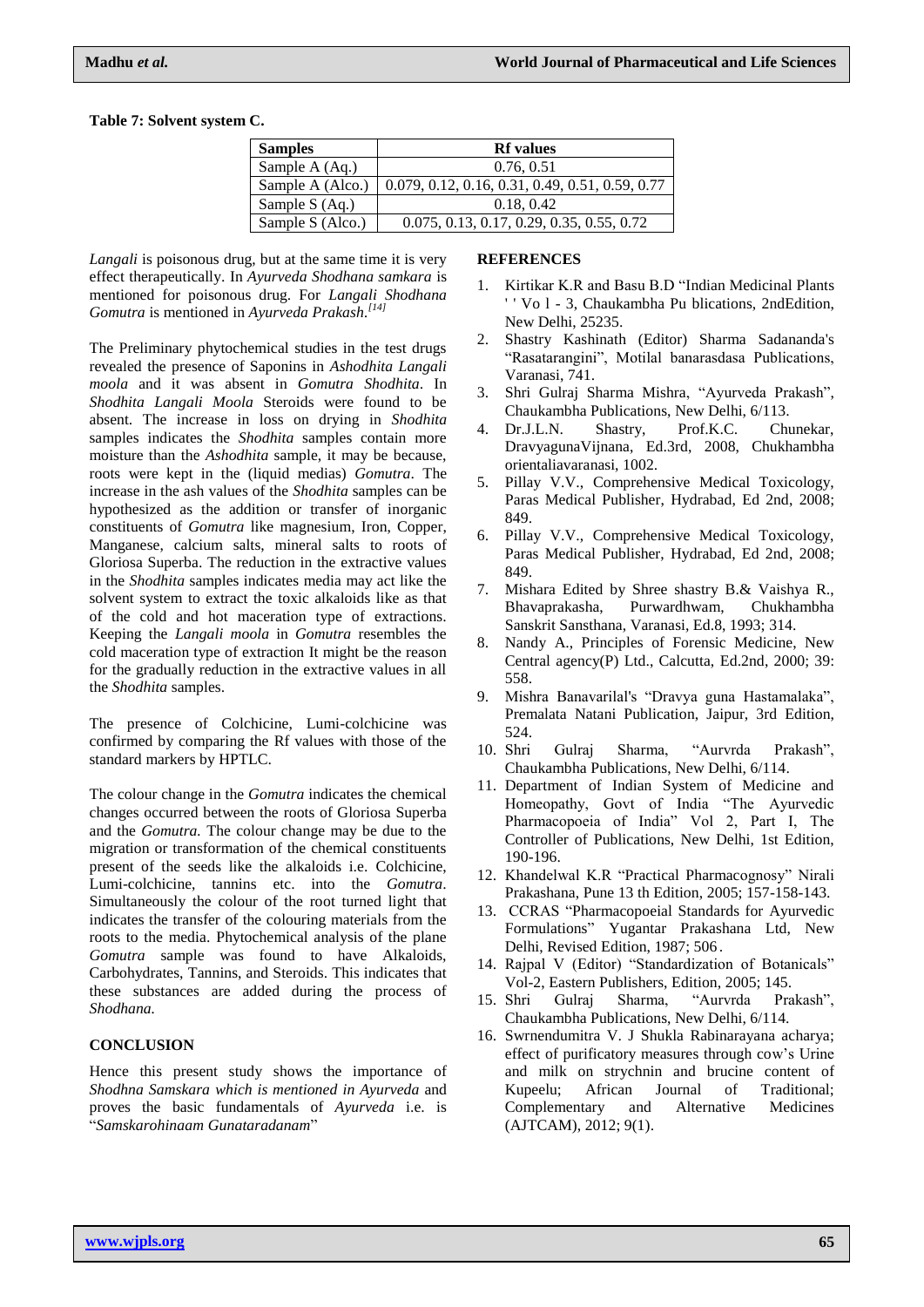**Table 7: Solvent system C.**

| Samples | Rf values |
|---|---|
| Sample A (Aq.) | 0.76, 0.51 |
| Sample A (Alco.) | 0.079, 0.12, 0.16, 0.31, 0.49, 0.51, 0.59, 0.77 |
| Sample S (Aq.) | 0.18, 0.42 |
| Sample S (Alco.) | 0.075, 0.13, 0.17, 0.29, 0.35, 0.55, 0.72 |

*Langali* is poisonous drug, but at the same time it is very effect therapeutically. In *Ayurveda Shodhana samkara* is mentioned for poisonous drug. For *Langali Shodhana Gomutra* is mentioned in *Ayurveda Prakash*.[14]

The Preliminary phytochemical studies in the test drugs revealed the presence of Saponins in *Ashodhita Langali moola* and it was absent in *Gomutra Shodhita*. In *Shodhita Langali Moola* Steroids were found to be absent. The increase in loss on drying in *Shodhita* samples indicates the *Shodhita* samples contain more moisture than the *Ashodhita* sample, it may be because, roots were kept in the (liquid medias) *Gomutra*. The increase in the ash values of the *Shodhita* samples can be hypothesized as the addition or transfer of inorganic constituents of *Gomutra* like magnesium, Iron, Copper, Manganese, calcium salts, mineral salts to roots of Gloriosa Superba. The reduction in the extractive values in the *Shodhita* samples indicates media may act like the solvent system to extract the toxic alkaloids like as that of the cold and hot maceration type of extractions. Keeping the *Langali moola* in *Gomutra* resembles the cold maceration type of extraction It might be the reason for the gradually reduction in the extractive values in all the *Shodhita* samples.

The presence of Colchicine, Lumi-colchicine was confirmed by comparing the Rf values with those of the standard markers by HPTLC.

The colour change in the *Gomutra* indicates the chemical changes occurred between the roots of Gloriosa Superba and the *Gomutra.* The colour change may be due to the migration or transformation of the chemical constituents present of the seeds like the alkaloids i.e. Colchicine, Lumi-colchicine, tannins etc. into the *Gomutra*. Simultaneously the colour of the root turned light that indicates the transfer of the colouring materials from the roots to the media. Phytochemical analysis of the plane *Gomutra* sample was found to have Alkaloids, Carbohydrates, Tannins, and Steroids. This indicates that these substances are added during the process of *Shodhana.*

## CONCLUSION

Hence this present study shows the importance of *Shodhna Samskara which is mentioned in Ayurveda* and proves the basic fundamentals of *Ayurveda* i.e. is "*Samskarohinaam Gunataradanam*"

## REFERENCES

1. Kirtikar K.R and Basu B.D "Indian Medicinal Plants ' ' Vo l - 3, Chaukambha Pu blications, 2ndEdition, New Delhi, 25235.
2. Shastry Kashinath (Editor) Sharma Sadananda's "Rasatarangini", Motilal banarasdasa Publications, Varanasi, 741.
3. Shri Gulraj Sharma Mishra, "Ayurveda Prakash", Chaukambha Publications, New Delhi, 6/113.
4. Dr.J.L.N. Shastry, Prof.K.C. Chunekar, DravyagunaVijnana, Ed.3rd, 2008, Chukhambha orientaliavaranasi, 1002.
5. Pillay V.V., Comprehensive Medical Toxicology, Paras Medical Publisher, Hydrabad, Ed 2nd, 2008; 849.
6. Pillay V.V., Comprehensive Medical Toxicology, Paras Medical Publisher, Hydrabad, Ed 2nd, 2008; 849.
7. Mishara Edited by Shree shastry B.& Vaishya R., Bhavaprakasha, Purwardhwam, Chukhambha Sanskrit Sansthana, Varanasi, Ed.8, 1993; 314.
8. Nandy A., Principles of Forensic Medicine, New Central agency(P) Ltd., Calcutta, Ed.2nd, 2000; 39: 558.
9. Mishra Banavarilal's "Dravya guna Hastamalaka", Premalata Natani Publication, Jaipur, 3rd Edition, 524.
10. Shri Gulraj Sharma, "Aurvrda Prakash", Chaukambha Publications, New Delhi, 6/114.
11. Department of Indian System of Medicine and Homeopathy, Govt of India "The Ayurvedic Pharmacopoeia of India" Vol 2, Part I, The Controller of Publications, New Delhi, 1st Edition, 190-196.
12. Khandelwal K.R "Practical Pharmacognosy" Nirali Prakashana, Pune 13 th Edition, 2005; 157-158-143.
13. CCRAS "Pharmacopoeial Standards for Ayurvedic Formulations" Yugantar Prakashana Ltd, New Delhi, Revised Edition, 1987; 506.
14. Rajpal V (Editor) "Standardization of Botanicals" Vol-2, Eastern Publishers, Edition, 2005; 145.
15. Shri Gulraj Sharma, "Aurvrda Prakash", Chaukambha Publications, New Delhi, 6/114.
16. Swrnendumitra V. J Shukla Rabinarayana acharya; effect of purificatory measures through cow's Urine and milk on strychnin and brucine content of Kupeelu; African Journal of Traditional; Complementary and Alternative Medicines (AJTCAM), 2012; 9(1).